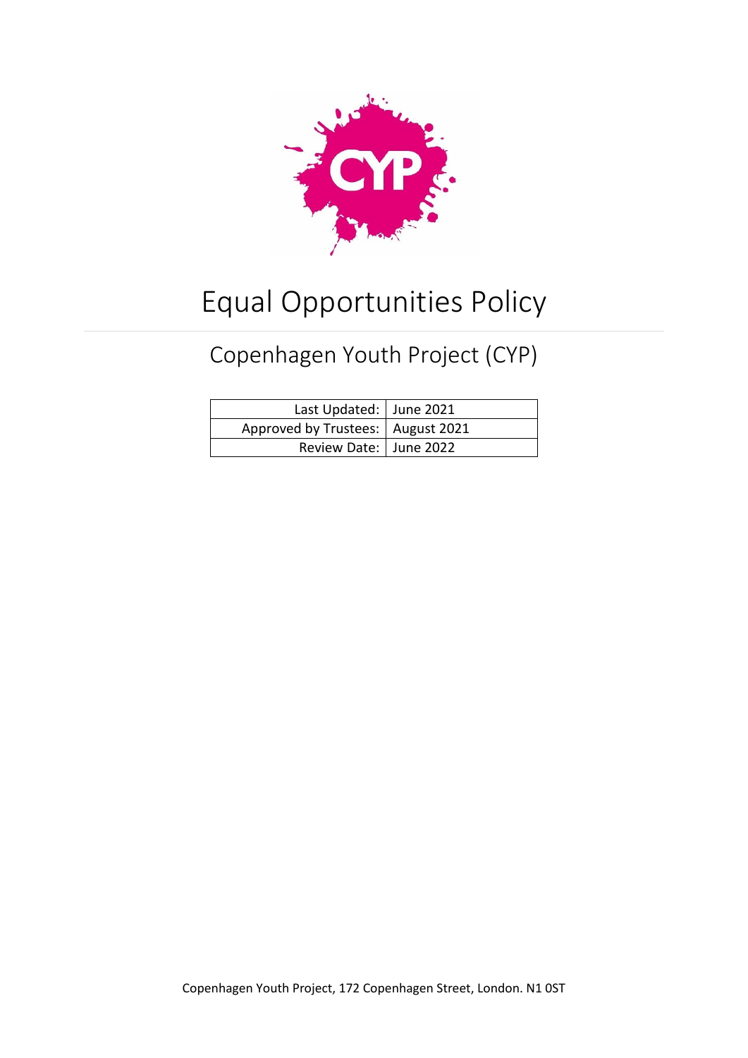# Equal Opportunities Policy

## Copenhagen Youth Project (CYP)

| | |
|---|---|
| Last Updated: | June 2021 |
| Approved by Trustees: | August 2021 |
| Review Date: | June 2022 |

Copenhagen Youth Project, 172 Copenhagen Street, London. N1 0ST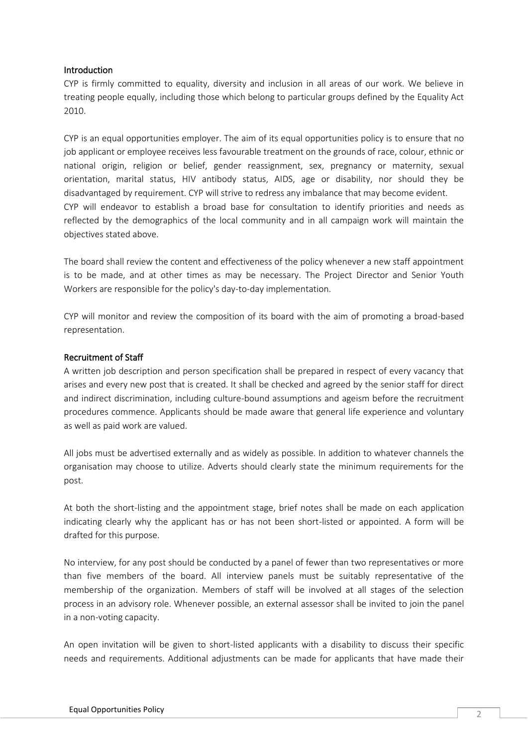## Introduction

CYP is firmly committed to equality, diversity and inclusion in all areas of our work. We believe in treating people equally, including those which belong to particular groups defined by the Equality Act 2010.

CYP is an equal opportunities employer. The aim of its equal opportunities policy is to ensure that no job applicant or employee receives less favourable treatment on the grounds of race, colour, ethnic or national origin, religion or belief, gender reassignment, sex, pregnancy or maternity, sexual orientation, marital status, HIV antibody status, AIDS, age or disability, nor should they be disadvantaged by requirement. CYP will strive to redress any imbalance that may become evident.
CYP will endeavor to establish a broad base for consultation to identify priorities and needs as reflected by the demographics of the local community and in all campaign work will maintain the objectives stated above.

The board shall review the content and effectiveness of the policy whenever a new staff appointment is to be made, and at other times as may be necessary. The Project Director and Senior Youth Workers are responsible for the policy's day-to-day implementation.

CYP will monitor and review the composition of its board with the aim of promoting a broad-based representation.

## Recruitment of Staff

A written job description and person specification shall be prepared in respect of every vacancy that arises and every new post that is created. It shall be checked and agreed by the senior staff for direct and indirect discrimination, including culture-bound assumptions and ageism before the recruitment procedures commence. Applicants should be made aware that general life experience and voluntary as well as paid work are valued.

All jobs must be advertised externally and as widely as possible. In addition to whatever channels the organisation may choose to utilize. Adverts should clearly state the minimum requirements for the post.

At both the short-listing and the appointment stage, brief notes shall be made on each application indicating clearly why the applicant has or has not been short-listed or appointed. A form will be drafted for this purpose.

No interview, for any post should be conducted by a panel of fewer than two representatives or more than five members of the board. All interview panels must be suitably representative of the membership of the organization. Members of staff will be involved at all stages of the selection process in an advisory role. Whenever possible, an external assessor shall be invited to join the panel in a non-voting capacity.

An open invitation will be given to short-listed applicants with a disability to discuss their specific needs and requirements. Additional adjustments can be made for applicants that have made their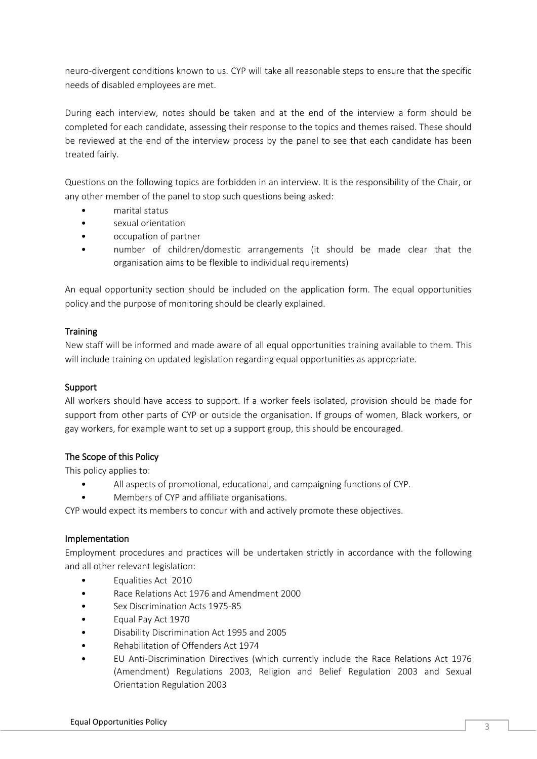neuro-divergent conditions known to us. CYP will take all reasonable steps to ensure that the specific needs of disabled employees are met.

During each interview, notes should be taken and at the end of the interview a form should be completed for each candidate, assessing their response to the topics and themes raised. These should be reviewed at the end of the interview process by the panel to see that each candidate has been treated fairly.

Questions on the following topics are forbidden in an interview. It is the responsibility of the Chair, or any other member of the panel to stop such questions being asked:

- marital status
- sexual orientation
- occupation of partner
- number of children/domestic arrangements (it should be made clear that the organisation aims to be flexible to individual requirements)

An equal opportunity section should be included on the application form. The equal opportunities policy and the purpose of monitoring should be clearly explained.

## Training

New staff will be informed and made aware of all equal opportunities training available to them. This will include training on updated legislation regarding equal opportunities as appropriate.

## Support

All workers should have access to support. If a worker feels isolated, provision should be made for support from other parts of CYP or outside the organisation. If groups of women, Black workers, or gay workers, for example want to set up a support group, this should be encouraged.

## The Scope of this Policy

This policy applies to:

- All aspects of promotional, educational, and campaigning functions of CYP.
- Members of CYP and affiliate organisations.

CYP would expect its members to concur with and actively promote these objectives.

## Implementation

Employment procedures and practices will be undertaken strictly in accordance with the following and all other relevant legislation:

- Equalities Act 2010
- Race Relations Act 1976 and Amendment 2000
- Sex Discrimination Acts 1975-85
- Equal Pay Act 1970
- Disability Discrimination Act 1995 and 2005
- Rehabilitation of Offenders Act 1974
- EU Anti-Discrimination Directives (which currently include the Race Relations Act 1976 (Amendment) Regulations 2003, Religion and Belief Regulation 2003 and Sexual Orientation Regulation 2003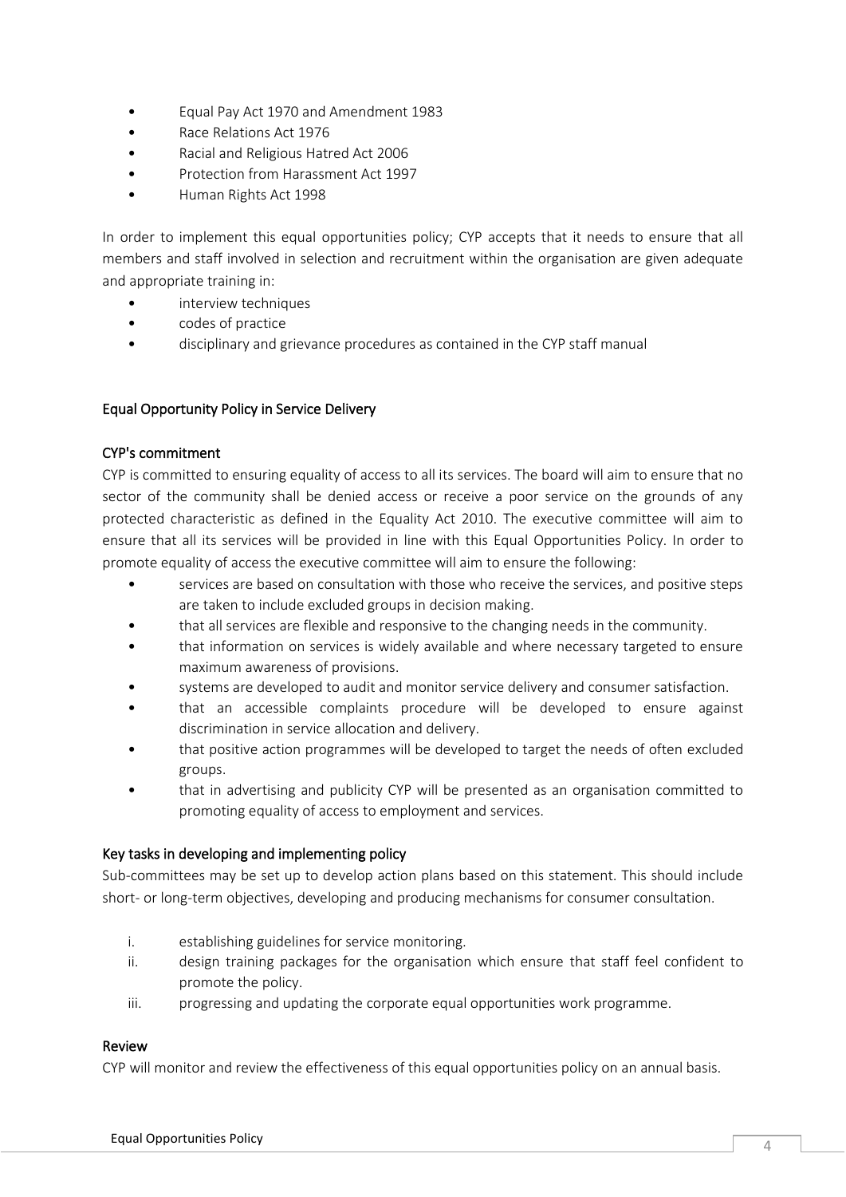- Equal Pay Act 1970 and Amendment 1983
- Race Relations Act 1976
- Racial and Religious Hatred Act 2006
- Protection from Harassment Act 1997
- Human Rights Act 1998

In order to implement this equal opportunities policy; CYP accepts that it needs to ensure that all members and staff involved in selection and recruitment within the organisation are given adequate and appropriate training in:

- interview techniques
- codes of practice
- disciplinary and grievance procedures as contained in the CYP staff manual

## Equal Opportunity Policy in Service Delivery

### CYP's commitment

CYP is committed to ensuring equality of access to all its services. The board will aim to ensure that no sector of the community shall be denied access or receive a poor service on the grounds of any protected characteristic as defined in the Equality Act 2010. The executive committee will aim to ensure that all its services will be provided in line with this Equal Opportunities Policy. In order to promote equality of access the executive committee will aim to ensure the following:

- services are based on consultation with those who receive the services, and positive steps are taken to include excluded groups in decision making.
- that all services are flexible and responsive to the changing needs in the community.
- that information on services is widely available and where necessary targeted to ensure maximum awareness of provisions.
- systems are developed to audit and monitor service delivery and consumer satisfaction.
- that an accessible complaints procedure will be developed to ensure against discrimination in service allocation and delivery.
- that positive action programmes will be developed to target the needs of often excluded groups.
- that in advertising and publicity CYP will be presented as an organisation committed to promoting equality of access to employment and services.

### Key tasks in developing and implementing policy

Sub-committees may be set up to develop action plans based on this statement. This should include short- or long-term objectives, developing and producing mechanisms for consumer consultation.

i. establishing guidelines for service monitoring.
ii. design training packages for the organisation which ensure that staff feel confident to promote the policy.
iii. progressing and updating the corporate equal opportunities work programme.

### Review

CYP will monitor and review the effectiveness of this equal opportunities policy on an annual basis.